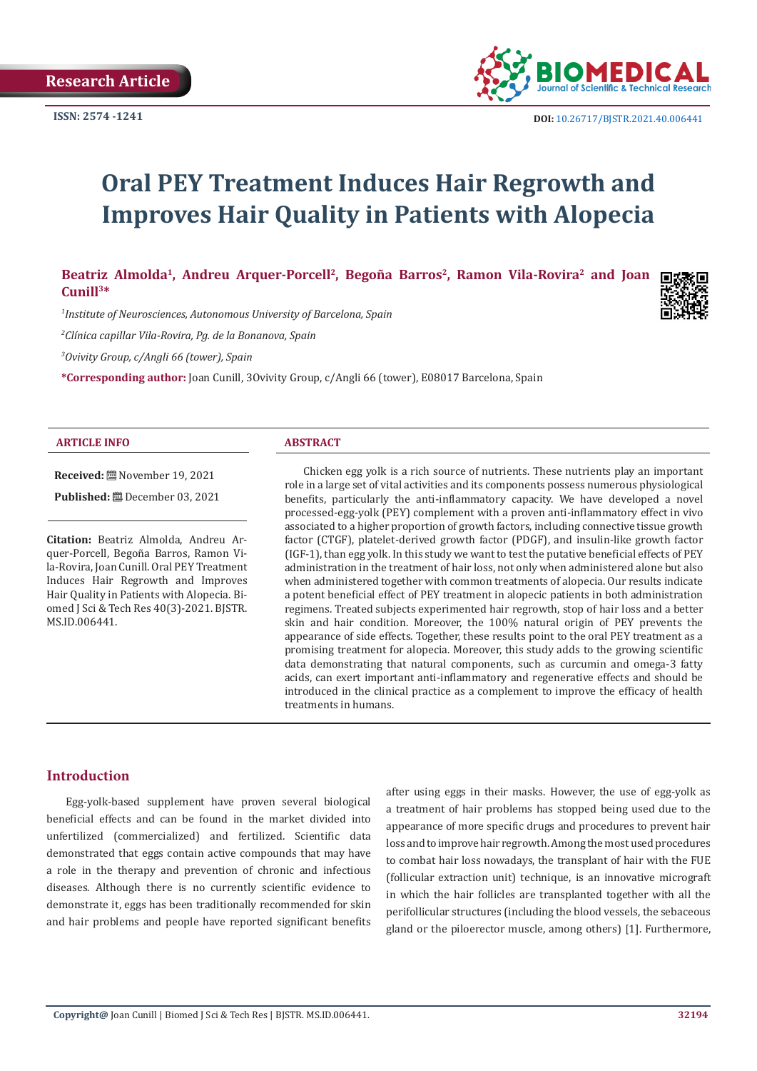Research Article

ISSN: 2574 -1241

DOI: 10.26717/BJSTR.2021.40.006441

# Oral PEY Treatment Induces Hair Regrowth and Improves Hair Quality in Patients with Alopecia

**Beatriz Almolda[1], Andreu Arquer-Porcell[2], Begoña Barros[2], Ramon Vila-Rovira[2] and Joan Cunill[3]***

[1]*Institute of Neurosciences, Autonomous University of Barcelona, Spain*

[2]*Clínica capillar Vila-Rovira, Pg. de la Bonanova, Spain*

[3]*Ovivity Group, c/Angli 66 (tower), Spain*

**\*Corresponding author:** Joan Cunill, 3Ovivity Group, c/Angli 66 (tower), E08017 Barcelona, Spain

## ARTICLE INFO

**Received:** November 19, 2021

**Published:** December 03, 2021

**Citation:** Beatriz Almolda, Andreu Arquer-Porcell, Begoña Barros, Ramon Vila-Rovira, Joan Cunill. Oral PEY Treatment Induces Hair Regrowth and Improves Hair Quality in Patients with Alopecia. Biomed J Sci & Tech Res 40(3)-2021. BJSTR. MS.ID.006441.

## ABSTRACT

Chicken egg yolk is a rich source of nutrients. These nutrients play an important role in a large set of vital activities and its components possess numerous physiological benefits, particularly the anti-inflammatory capacity. We have developed a novel processed-egg-yolk (PEY) complement with a proven anti-inflammatory effect in vivo associated to a higher proportion of growth factors, including connective tissue growth factor (CTGF), platelet-derived growth factor (PDGF), and insulin-like growth factor (IGF-1), than egg yolk. In this study we want to test the putative beneficial effects of PEY administration in the treatment of hair loss, not only when administered alone but also when administered together with common treatments of alopecia. Our results indicate a potent beneficial effect of PEY treatment in alopecic patients in both administration regimens. Treated subjects experimented hair regrowth, stop of hair loss and a better skin and hair condition. Moreover, the 100% natural origin of PEY prevents the appearance of side effects. Together, these results point to the oral PEY treatment as a promising treatment for alopecia. Moreover, this study adds to the growing scientific data demonstrating that natural components, such as curcumin and omega-3 fatty acids, can exert important anti-inflammatory and regenerative effects and should be introduced in the clinical practice as a complement to improve the efficacy of health treatments in humans.

## Introduction

Egg-yolk-based supplement have proven several biological beneficial effects and can be found in the market divided into unfertilized (commercialized) and fertilized. Scientific data demonstrated that eggs contain active compounds that may have a role in the therapy and prevention of chronic and infectious diseases. Although there is no currently scientific evidence to demonstrate it, eggs has been traditionally recommended for skin and hair problems and people have reported significant benefits after using eggs in their masks. However, the use of egg-yolk as a treatment of hair problems has stopped being used due to the appearance of more specific drugs and procedures to prevent hair loss and to improve hair regrowth. Among the most used procedures to combat hair loss nowadays, the transplant of hair with the FUE (follicular extraction unit) technique, is an innovative micrograft in which the hair follicles are transplanted together with all the perifollicular structures (including the blood vessels, the sebaceous gland or the piloerector muscle, among others) [1]. Furthermore,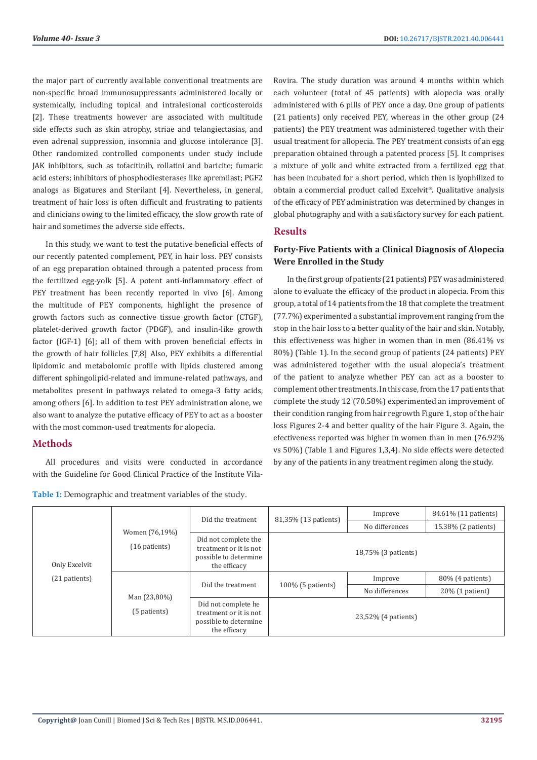the major part of currently available conventional treatments are non-specific broad immunosuppressants administered locally or systemically, including topical and intralesional corticosteroids [2]. These treatments however are associated with multitude side effects such as skin atrophy, striae and telangiectasias, and even adrenal suppression, insomnia and glucose intolerance [3]. Other randomized controlled components under study include JAK inhibitors, such as tofacitinib, rollatini and baricite; fumaric acid esters; inhibitors of phosphodiesterases like apremilast; PGF2 analogs as Bigatures and Sterilant [4]. Nevertheless, in general, treatment of hair loss is often difficult and frustrating to patients and clinicians owing to the limited efficacy, the slow growth rate of hair and sometimes the adverse side effects.

In this study, we want to test the putative beneficial effects of our recently patented complement, PEY, in hair loss. PEY consists of an egg preparation obtained through a patented process from the fertilized egg-yolk [5]. A potent anti-inflammatory effect of PEY treatment has been recently reported in vivo [6]. Among the multitude of PEY components, highlight the presence of growth factors such as connective tissue growth factor (CTGF), platelet-derived growth factor (PDGF), and insulin-like growth factor (IGF-1) [6]; all of them with proven beneficial effects in the growth of hair follicles [7,8] Also, PEY exhibits a differential lipidomic and metabolomic profile with lipids clustered among different sphingolipid-related and immune-related pathways, and metabolites present in pathways related to omega-3 fatty acids, among others [6]. In addition to test PEY administration alone, we also want to analyze the putative efficacy of PEY to act as a booster with the most common-used treatments for alopecia.

## Methods

All procedures and visits were conducted in accordance with the Guideline for Good Clinical Practice of the Institute Vila-Rovira. The study duration was around 4 months within which each volunteer (total of 45 patients) with alopecia was orally administered with 6 pills of PEY once a day. One group of patients (21 patients) only received PEY, whereas in the other group (24 patients) the PEY treatment was administered together with their usual treatment for allopecia. The PEY treatment consists of an egg preparation obtained through a patented process [5]. It comprises a mixture of yolk and white extracted from a fertilized egg that has been incubated for a short period, which then is lyophilized to obtain a commercial product called Excelvit®. Qualitative analysis of the efficacy of PEY administration was determined by changes in global photography and with a satisfactory survey for each patient.

## Results

### Forty-Five Patients with a Clinical Diagnosis of Alopecia Were Enrolled in the Study

In the first group of patients (21 patients) PEY was administered alone to evaluate the efficacy of the product in alopecia. From this group, a total of 14 patients from the 18 that complete the treatment (77.7%) experimented a substantial improvement ranging from the stop in the hair loss to a better quality of the hair and skin. Notably, this effectiveness was higher in women than in men (86.41% vs 80%) (Table 1). In the second group of patients (24 patients) PEY was administered together with the usual alopecia's treatment of the patient to analyze whether PEY can act as a booster to complement other treatments. In this case, from the 17 patients that complete the study 12 (70.58%) experimented an improvement of their condition ranging from hair regrowth Figure 1, stop of the hair loss Figures 2-4 and better quality of the hair Figure 3. Again, the efectiveness reported was higher in women than in men (76.92% vs 50%) (Table 1 and Figures 1,3,4). No side effects were detected by any of the patients in any treatment regimen along the study.

**Table 1:** Demographic and treatment variables of the study.

| | | | | | |
|---|---|---|---|---|---|
| Only Excelvit (21 patients) | Women (76,19%) (16 patients) | Did the treatment | 81,35% (13 patients) | Improve | 84.61% (11 patients) |
| | | | | No differences | 15.38% (2 patients) |
| | | Did not complete the treatment or it is not possible to determine the efficacy | 18,75% (3 patients) | | |
| | Man (23,80%) (5 patients) | Did the treatment | 100% (5 patients) | Improve | 80% (4 patients) |
| | | | | No differences | 20% (1 patient) |
| | | Did not complete he treatment or it is not possible to determine the efficacy | 23,52% (4 patients) | | |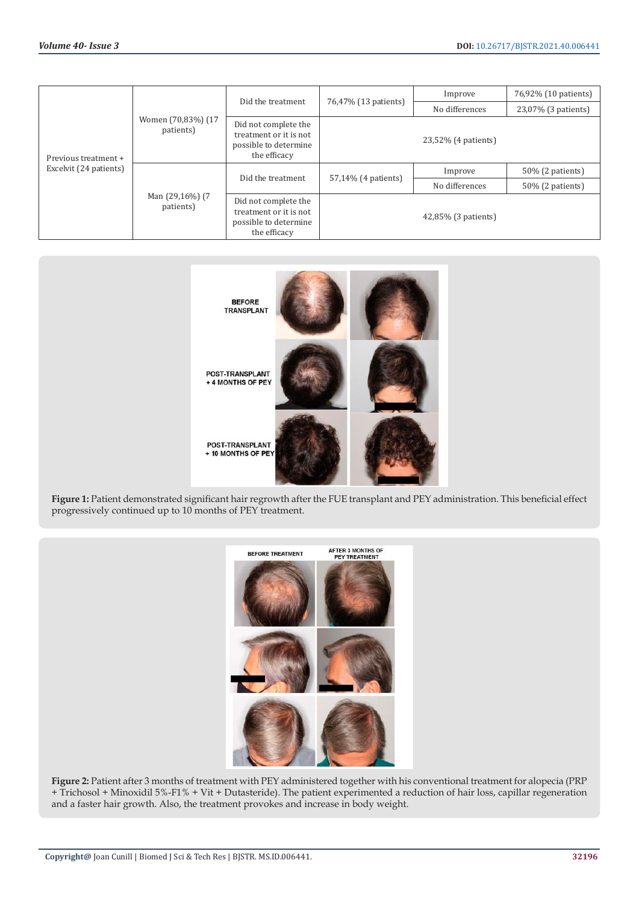| | | | | | |
|---|---|---|---|---|---|
| Previous treatment + Excelvit (24 patients) | Women (70,83%) (17 patients) | Did the treatment | 76,47% (13 patients) | Improve | 76,92% (10 patients) |
| | | | | No differences | 23,07% (3 patients) |
| | | Did not complete the treatment or it is not possible to determine the efficacy | 23,52% (4 patients) | | |
| | Man (29,16%) (7 patients) | Did the treatment | 57,14% (4 patients) | Improve | 50% (2 patients) |
| | | | | No differences | 50% (2 patients) |
| | | Did not complete the treatment or it is not possible to determine the efficacy | 42,85% (3 patients) | | |

**Figure 1:** Patient demonstrated significant hair regrowth after the FUE transplant and PEY administration. This beneficial effect progressively continued up to 10 months of PEY treatment.

**Figure 2:** Patient after 3 months of treatment with PEY administered together with his conventional treatment for alopecia (PRP + Trichosol + Minoxidil 5%-F1% + Vit + Dutasteride). The patient experimented a reduction of hair loss, capillar regeneration and a faster hair growth. Also, the treatment provokes and increase in body weight.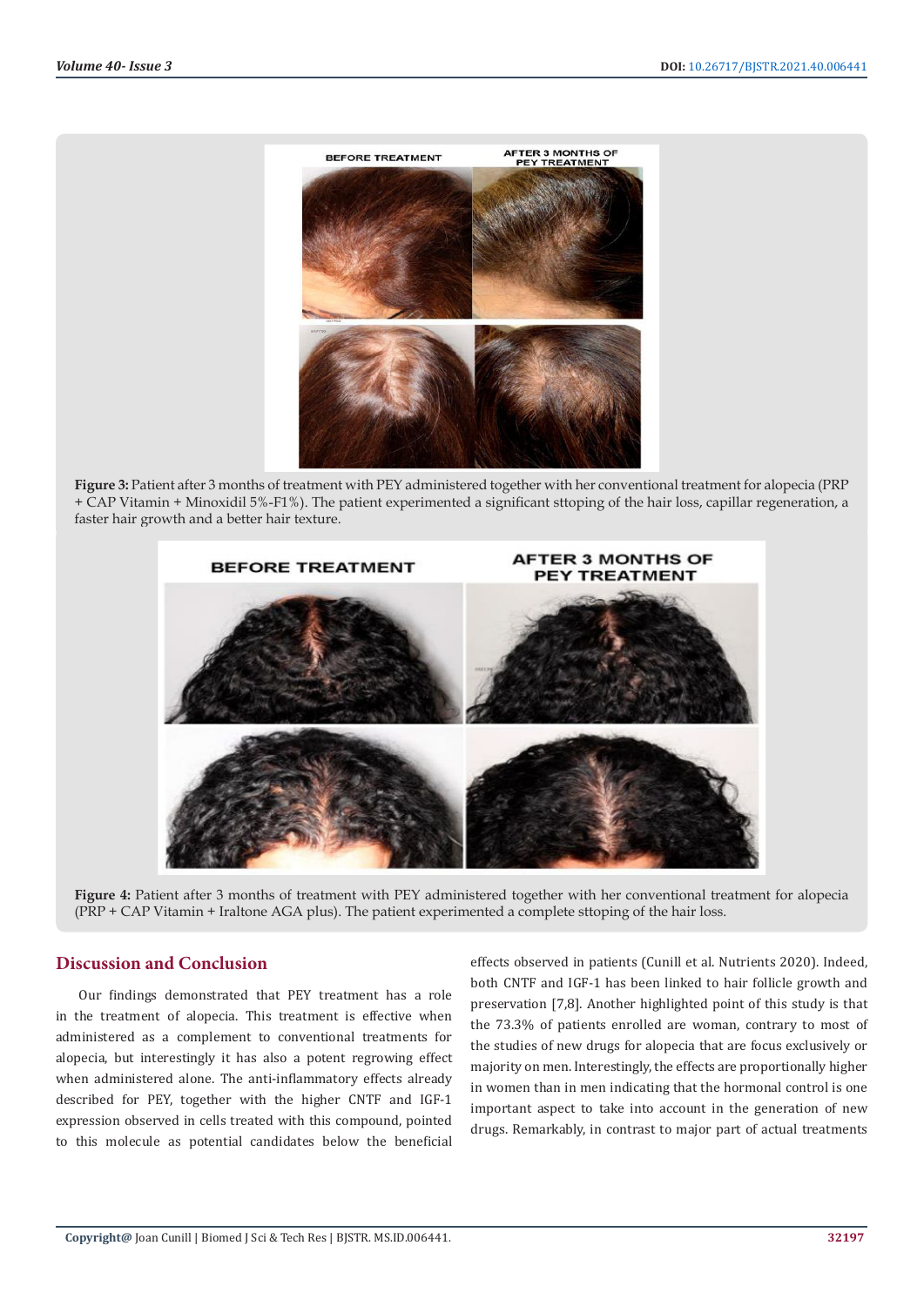Figure 3: Patient after 3 months of treatment with PEY administered together with her conventional treatment for alopecia (PRP + CAP Vitamin + Minoxidil 5%-F1%). The patient experimented a significant sttoping of the hair loss, capillar regeneration, a faster hair growth and a better hair texture.

Figure 4: Patient after 3 months of treatment with PEY administered together with her conventional treatment for alopecia (PRP + CAP Vitamin + Iraltone AGA plus). The patient experimented a complete sttoping of the hair loss.

## Discussion and Conclusion

Our findings demonstrated that PEY treatment has a role in the treatment of alopecia. This treatment is effective when administered as a complement to conventional treatments for alopecia, but interestingly it has also a potent regrowing effect when administered alone. The anti-inflammatory effects already described for PEY, together with the higher CNTF and IGF-1 expression observed in cells treated with this compound, pointed to this molecule as potential candidates below the beneficial effects observed in patients (Cunill et al. Nutrients 2020). Indeed, both CNTF and IGF-1 has been linked to hair follicle growth and preservation [7,8]. Another highlighted point of this study is that the 73.3% of patients enrolled are woman, contrary to most of the studies of new drugs for alopecia that are focus exclusively or majority on men. Interestingly, the effects are proportionally higher in women than in men indicating that the hormonal control is one important aspect to take into account in the generation of new drugs. Remarkably, in contrast to major part of actual treatments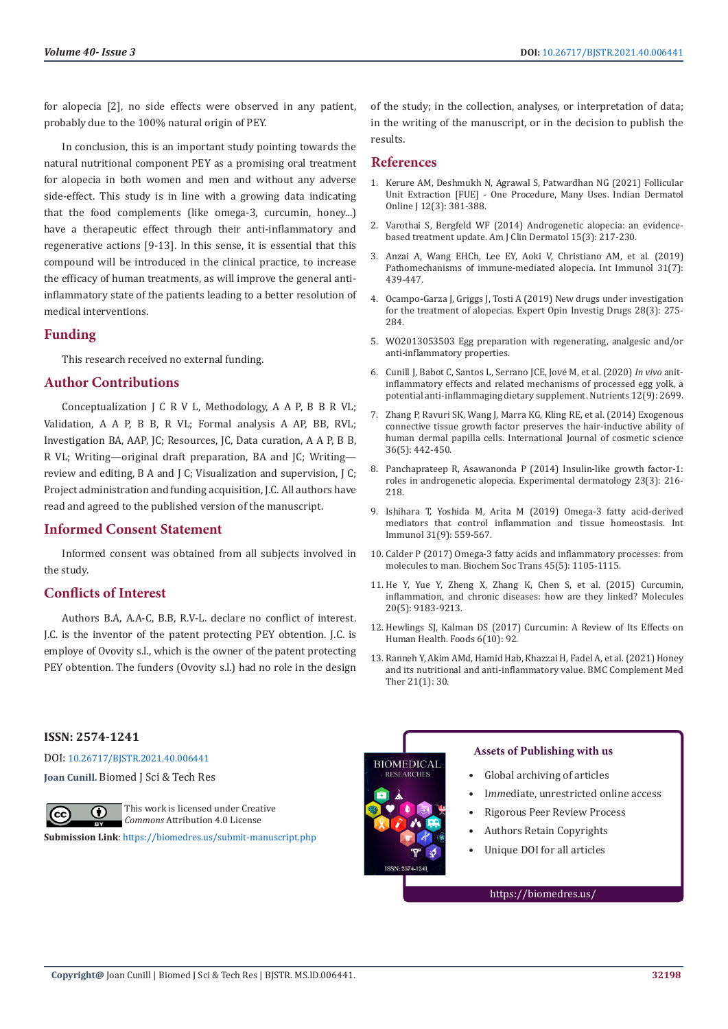for alopecia [2], no side effects were observed in any patient, probably due to the 100% natural origin of PEY.

In conclusion, this is an important study pointing towards the natural nutritional component PEY as a promising oral treatment for alopecia in both women and men and without any adverse side-effect. This study is in line with a growing data indicating that the food complements (like omega-3, curcumin, honey...) have a therapeutic effect through their anti-inflammatory and regenerative actions [9-13]. In this sense, it is essential that this compound will be introduced in the clinical practice, to increase the efficacy of human treatments, as will improve the general anti-inflammatory state of the patients leading to a better resolution of medical interventions.

## Funding

This research received no external funding.

## Author Contributions

Conceptualization J C R V L, Methodology, A A P, B B R VL; Validation, A A P, B B, R VL; Formal analysis A AP, BB, RVL; Investigation BA, AAP, JC; Resources, JC, Data curation, A A P, B B, R VL; Writing—original draft preparation, BA and JC; Writing—review and editing, B A and J C; Visualization and supervision, J C; Project administration and funding acquisition, J.C. All authors have read and agreed to the published version of the manuscript.

## Informed Consent Statement

Informed consent was obtained from all subjects involved in the study.

## Conflicts of Interest

Authors B.A, A.A-C, B.B, R.V-L. declare no conflict of interest. J.C. is the inventor of the patent protecting PEY obtention. J.C. is employe of Ovovity s.l., which is the owner of the patent protecting PEY obtention. The funders (Ovovity s.l.) had no role in the design of the study; in the collection, analyses, or interpretation of data; in the writing of the manuscript, or in the decision to publish the results.

## References

1. Kerure AM, Deshmukh N, Agrawal S, Patwardhan NG (2021) Follicular Unit Extraction [FUE] - One Procedure, Many Uses. Indian Dermatol Online J 12(3): 381-388.
2. Varothai S, Bergfeld WF (2014) Androgenetic alopecia: an evidence-based treatment update. Am J Clin Dermatol 15(3): 217-230.
3. Anzai A, Wang EHCh, Lee EY, Aoki V, Christiano AM, et al. (2019) Pathomechanisms of immune-mediated alopecia. Int Immunol 31(7): 439-447.
4. Ocampo-Garza J, Griggs J, Tosti A (2019) New drugs under investigation for the treatment of alopecias. Expert Opin Investig Drugs 28(3): 275-284.
5. WO2013053503 Egg preparation with regenerating, analgesic and/or anti-inflammatory properties.
6. Cunill J, Babot C, Santos L, Serrano JCE, Jové M, et al. (2020) *In vivo* anit-inflammatory effects and related mechanisms of processed egg yolk, a potential anti-inflammaging dietary supplement. Nutrients 12(9): 2699.
7. Zhang P, Ravuri SK, Wang J, Marra KG, Kling RE, et al. (2014) Exogenous connective tissue growth factor preserves the hair-inductive ability of human dermal papilla cells. International Journal of cosmetic science 36(5): 442-450.
8. Panchaprateep R, Asawanonda P (2014) Insulin-like growth factor-1: roles in androgenetic alopecia. Experimental dermatology 23(3): 216-218.
9. Ishihara T, Yoshida M, Arita M (2019) Omega-3 fatty acid-derived mediators that control inflammation and tissue homeostasis. Int Immunol 31(9): 559-567.
10. Calder P (2017) Omega-3 fatty acids and inflammatory processes: from molecules to man. Biochem Soc Trans 45(5): 1105-1115.
11. He Y, Yue Y, Zheng X, Zhang K, Chen S, et al. (2015) Curcumin, inflammation, and chronic diseases: how are they linked? Molecules 20(5): 9183-9213.
12. Hewlings SJ, Kalman DS (2017) Curcumin: A Review of Its Effects on Human Health. Foods 6(10): 92.
13. Ranneh Y, Akim AMd, Hamid Hab, Khazzai H, Fadel A, et al. (2021) Honey and its nutritional and anti-inflammatory value. BMC Complement Med Ther 21(1): 30.

**ISSN: 2574-1241**

DOI: 10.26717/BJSTR.2021.40.006441

**Joan Cunill.** Biomed J Sci & Tech Res

This work is licensed under Creative *Commons* Attribution 4.0 License

**Submission Link**: https://biomedres.us/submit-manuscript.php

**Assets of Publishing with us**

- Global archiving of articles
- Immediate, unrestricted online access
- Rigorous Peer Review Process
- Authors Retain Copyrights
- Unique DOI for all articles

https://biomedres.us/